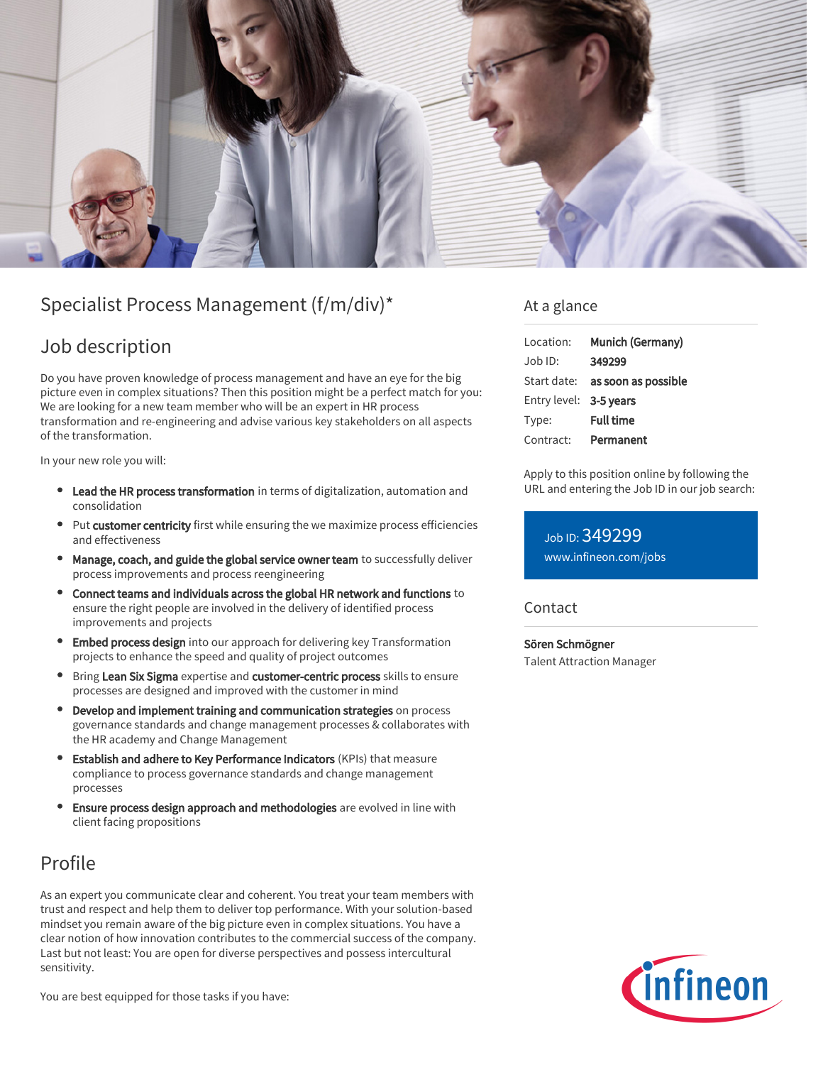# Specialist Process Management (f/m/div)*

## Job description

Do you have proven knowledge of process management and have an eye for the big picture even in complex situations? Then this position might be a perfect match for you: We are looking for a new team member who will be an expert in HR process transformation and re-engineering and advise various key stakeholders on all aspects of the transformation.

In your new role you will:

- **Lead the HR process transformation** in terms of digitalization, automation and consolidation
- Put **customer centricity** first while ensuring the we maximize process efficiencies and effectiveness
- **Manage, coach, and guide the global service owner team** to successfully deliver process improvements and process reengineering
- **Connect teams and individuals across the global HR network and functions** to ensure the right people are involved in the delivery of identified process improvements and projects
- **Embed process design** into our approach for delivering key Transformation projects to enhance the speed and quality of project outcomes
- Bring **Lean Six Sigma** expertise and **customer-centric process** skills to ensure processes are designed and improved with the customer in mind
- **Develop and implement training and communication strategies** on process governance standards and change management processes & collaborates with the HR academy and Change Management
- **Establish and adhere to Key Performance Indicators** (KPIs) that measure compliance to process governance standards and change management processes
- **Ensure process design approach and methodologies** are evolved in line with client facing propositions

## Profile

As an expert you communicate clear and coherent. You treat your team members with trust and respect and help them to deliver top performance. With your solution-based mindset you remain aware of the big picture even in complex situations. You have a clear notion of how innovation contributes to the commercial success of the company. Last but not least: You are open for diverse perspectives and possess intercultural sensitivity.

You are best equipped for those tasks if you have:

## At a glance

| | |
|---|---|
| Location: | **Munich (Germany)** |
| Job ID: | **349299** |
| Start date: | **as soon as possible** |
| Entry level: | **3-5 years** |
| Type: | **Full time** |
| Contract: | **Permanent** |

Apply to this position online by following the URL and entering the Job ID in our job search:

Job ID: 349299
www.infineon.com/jobs

## Contact

**Sören Schmögner**
Talent Attraction Manager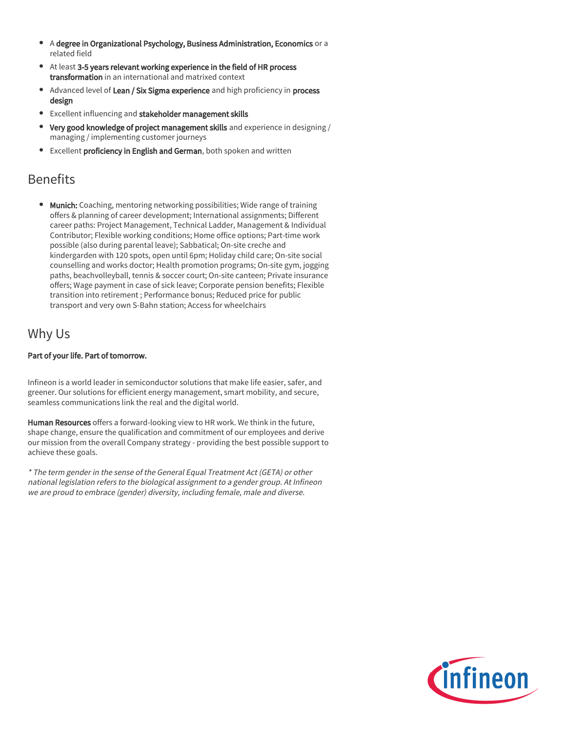- A **degree in Organizational Psychology, Business Administration, Economics** or a related field
- At least **3-5 years relevant working experience in the field of HR process transformation** in an international and matrixed context
- Advanced level of **Lean / Six Sigma experience** and high proficiency in **process design**
- Excellent influencing and **stakeholder management skills**
- **Very good knowledge of project management skills** and experience in designing / managing / implementing customer journeys
- Excellent **proficiency in English and German**, both spoken and written

## Benefits

- **Munich:** Coaching, mentoring networking possibilities; Wide range of training offers & planning of career development; International assignments; Different career paths: Project Management, Technical Ladder, Management & Individual Contributor; Flexible working conditions; Home office options; Part-time work possible (also during parental leave); Sabbatical; On-site creche and kindergarden with 120 spots, open until 6pm; Holiday child care; On-site social counselling and works doctor; Health promotion programs; On-site gym, jogging paths, beachvolleyball, tennis & soccer court; On-site canteen; Private insurance offers; Wage payment in case of sick leave; Corporate pension benefits; Flexible transition into retirement ; Performance bonus; Reduced price for public transport and very own S-Bahn station; Access for wheelchairs

## Why Us

**Part of your life. Part of tomorrow.**

Infineon is a world leader in semiconductor solutions that make life easier, safer, and greener. Our solutions for efficient energy management, smart mobility, and secure, seamless communications link the real and the digital world.

**Human Resources** offers a forward-looking view to HR work. We think in the future, shape change, ensure the qualification and commitment of our employees and derive our mission from the overall Company strategy - providing the best possible support to achieve these goals.

*\* The term gender in the sense of the General Equal Treatment Act (GETA) or other national legislation refers to the biological assignment to a gender group. At Infineon we are proud to embrace (gender) diversity, including female, male and diverse.*